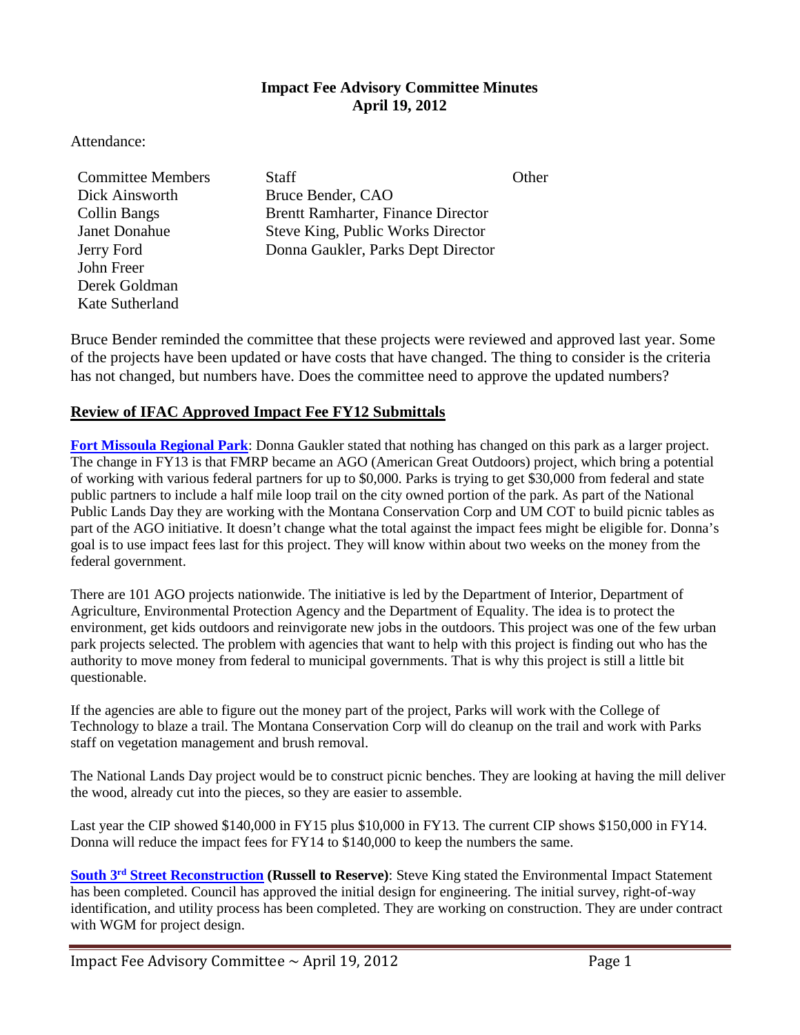**Impact Fee Advisory Committee Minutes**
**April 19, 2012**

Attendance:

| Committee Members | Staff | Other |
|---|---|---|
| Dick Ainsworth | Bruce Bender, CAO | |
| Collin Bangs | Brentt Ramharter, Finance Director | |
| Janet Donahue | Steve King, Public Works Director | |
| Jerry Ford | Donna Gaukler, Parks Dept Director | |
| John Freer | | |
| Derek Goldman | | |
| Kate Sutherland | | |

Bruce Bender reminded the committee that these projects were reviewed and approved last year. Some of the projects have been updated or have costs that have changed. The thing to consider is the criteria has not changed, but numbers have. Does the committee need to approve the updated numbers?

## Review of IFAC Approved Impact Fee FY12 Submittals

**Fort Missoula Regional Park**: Donna Gaukler stated that nothing has changed on this park as a larger project. The change in FY13 is that FMRP became an AGO (American Great Outdoors) project, which bring a potential of working with various federal partners for up to $0,000. Parks is trying to get $30,000 from federal and state public partners to include a half mile loop trail on the city owned portion of the park. As part of the National Public Lands Day they are working with the Montana Conservation Corp and UM COT to build picnic tables as part of the AGO initiative. It doesn't change what the total against the impact fees might be eligible for. Donna's goal is to use impact fees last for this project. They will know within about two weeks on the money from the federal government.

There are 101 AGO projects nationwide. The initiative is led by the Department of Interior, Department of Agriculture, Environmental Protection Agency and the Department of Equality. The idea is to protect the environment, get kids outdoors and reinvigorate new jobs in the outdoors. This project was one of the few urban park projects selected. The problem with agencies that want to help with this project is finding out who has the authority to move money from federal to municipal governments. That is why this project is still a little bit questionable.

If the agencies are able to figure out the money part of the project, Parks will work with the College of Technology to blaze a trail. The Montana Conservation Corp will do cleanup on the trail and work with Parks staff on vegetation management and brush removal.

The National Lands Day project would be to construct picnic benches. They are looking at having the mill deliver the wood, already cut into the pieces, so they are easier to assemble.

Last year the CIP showed $140,000 in FY15 plus $10,000 in FY13. The current CIP shows $150,000 in FY14. Donna will reduce the impact fees for FY14 to $140,000 to keep the numbers the same.

**South 3rd Street Reconstruction (Russell to Reserve)**: Steve King stated the Environmental Impact Statement has been completed. Council has approved the initial design for engineering. The initial survey, right-of-way identification, and utility process has been completed. They are working on construction. They are under contract with WGM for project design.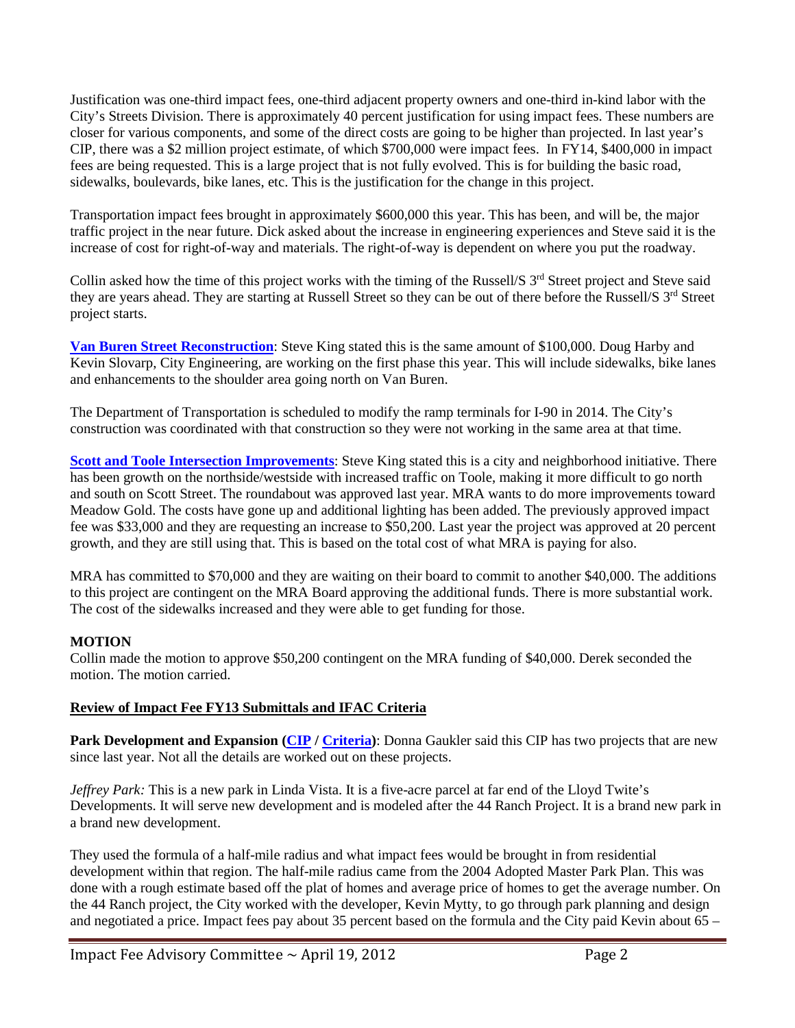Justification was one-third impact fees, one-third adjacent property owners and one-third in-kind labor with the City's Streets Division. There is approximately 40 percent justification for using impact fees. These numbers are closer for various components, and some of the direct costs are going to be higher than projected. In last year's CIP, there was a $2 million project estimate, of which $700,000 were impact fees. In FY14, $400,000 in impact fees are being requested. This is a large project that is not fully evolved. This is for building the basic road, sidewalks, boulevards, bike lanes, etc. This is the justification for the change in this project.

Transportation impact fees brought in approximately $600,000 this year. This has been, and will be, the major traffic project in the near future. Dick asked about the increase in engineering experiences and Steve said it is the increase of cost for right-of-way and materials. The right-of-way is dependent on where you put the roadway.

Collin asked how the time of this project works with the timing of the Russell/S 3rd Street project and Steve said they are years ahead. They are starting at Russell Street so they can be out of there before the Russell/S 3rd Street project starts.

**Van Buren Street Reconstruction**: Steve King stated this is the same amount of $100,000. Doug Harby and Kevin Slovarp, City Engineering, are working on the first phase this year. This will include sidewalks, bike lanes and enhancements to the shoulder area going north on Van Buren.

The Department of Transportation is scheduled to modify the ramp terminals for I-90 in 2014. The City's construction was coordinated with that construction so they were not working in the same area at that time.

**Scott and Toole Intersection Improvements**: Steve King stated this is a city and neighborhood initiative. There has been growth on the northside/westside with increased traffic on Toole, making it more difficult to go north and south on Scott Street. The roundabout was approved last year. MRA wants to do more improvements toward Meadow Gold. The costs have gone up and additional lighting has been added. The previously approved impact fee was $33,000 and they are requesting an increase to $50,200. Last year the project was approved at 20 percent growth, and they are still using that. This is based on the total cost of what MRA is paying for also.

MRA has committed to $70,000 and they are waiting on their board to commit to another $40,000. The additions to this project are contingent on the MRA Board approving the additional funds. There is more substantial work. The cost of the sidewalks increased and they were able to get funding for those.

**MOTION**

Collin made the motion to approve $50,200 contingent on the MRA funding of $40,000. Derek seconded the motion. The motion carried.

## Review of Impact Fee FY13 Submittals and IFAC Criteria

**Park Development and Expansion (CIP / Criteria)**: Donna Gaukler said this CIP has two projects that are new since last year. Not all the details are worked out on these projects.

*Jeffrey Park:* This is a new park in Linda Vista. It is a five-acre parcel at far end of the Lloyd Twite's Developments. It will serve new development and is modeled after the 44 Ranch Project. It is a brand new park in a brand new development.

They used the formula of a half-mile radius and what impact fees would be brought in from residential development within that region. The half-mile radius came from the 2004 Adopted Master Park Plan. This was done with a rough estimate based off the plat of homes and average price of homes to get the average number. On the 44 Ranch project, the City worked with the developer, Kevin Mytty, to go through park planning and design and negotiated a price. Impact fees pay about 35 percent based on the formula and the City paid Kevin about 65 –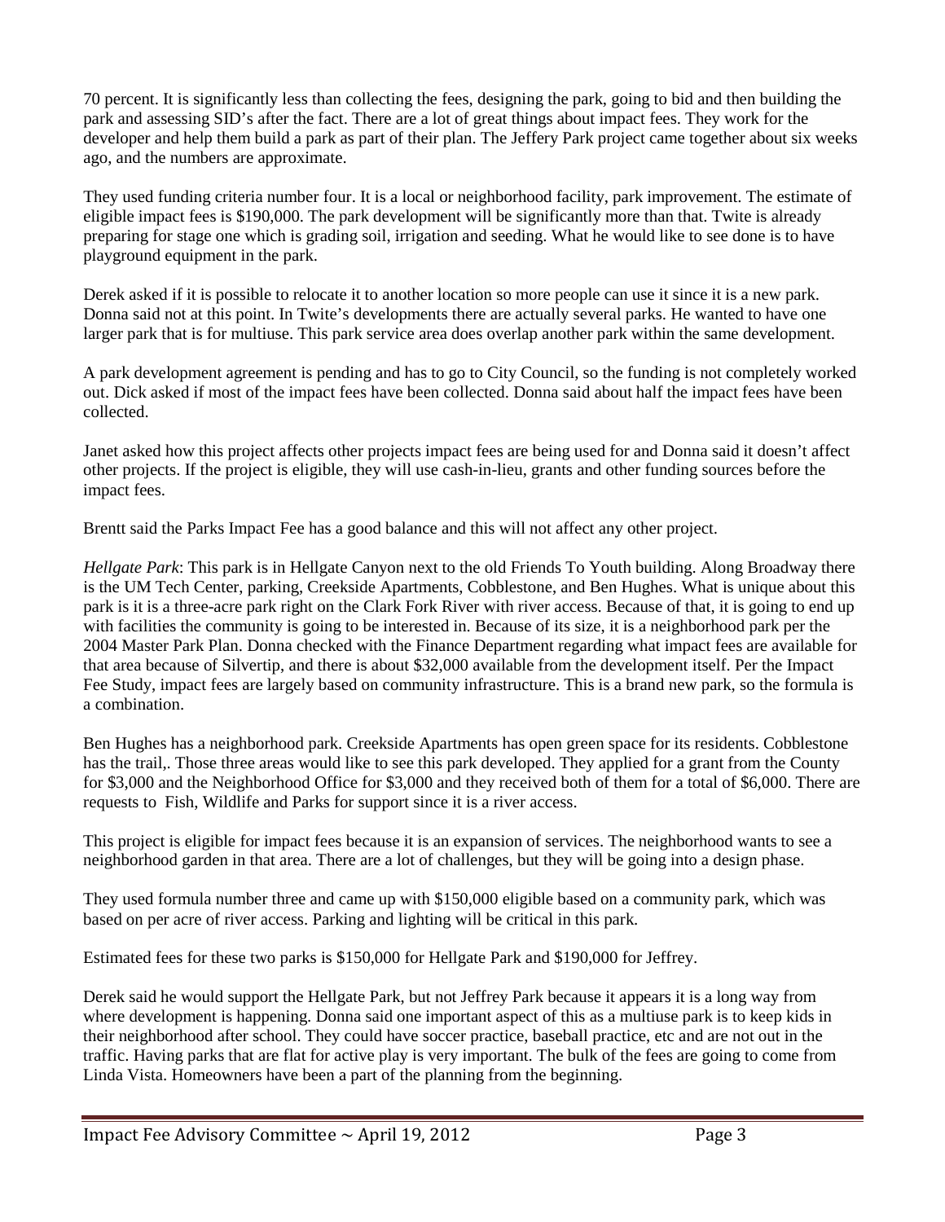70 percent. It is significantly less than collecting the fees, designing the park, going to bid and then building the park and assessing SID's after the fact. There are a lot of great things about impact fees. They work for the developer and help them build a park as part of their plan. The Jeffery Park project came together about six weeks ago, and the numbers are approximate.

They used funding criteria number four. It is a local or neighborhood facility, park improvement. The estimate of eligible impact fees is $190,000. The park development will be significantly more than that. Twite is already preparing for stage one which is grading soil, irrigation and seeding. What he would like to see done is to have playground equipment in the park.

Derek asked if it is possible to relocate it to another location so more people can use it since it is a new park. Donna said not at this point. In Twite's developments there are actually several parks. He wanted to have one larger park that is for multiuse. This park service area does overlap another park within the same development.

A park development agreement is pending and has to go to City Council, so the funding is not completely worked out. Dick asked if most of the impact fees have been collected. Donna said about half the impact fees have been collected.

Janet asked how this project affects other projects impact fees are being used for and Donna said it doesn't affect other projects. If the project is eligible, they will use cash-in-lieu, grants and other funding sources before the impact fees.

Brentt said the Parks Impact Fee has a good balance and this will not affect any other project.

*Hellgate Park*: This park is in Hellgate Canyon next to the old Friends To Youth building. Along Broadway there is the UM Tech Center, parking, Creekside Apartments, Cobblestone, and Ben Hughes. What is unique about this park is it is a three-acre park right on the Clark Fork River with river access. Because of that, it is going to end up with facilities the community is going to be interested in. Because of its size, it is a neighborhood park per the 2004 Master Park Plan. Donna checked with the Finance Department regarding what impact fees are available for that area because of Silvertip, and there is about $32,000 available from the development itself. Per the Impact Fee Study, impact fees are largely based on community infrastructure. This is a brand new park, so the formula is a combination.

Ben Hughes has a neighborhood park. Creekside Apartments has open green space for its residents. Cobblestone has the trail,. Those three areas would like to see this park developed. They applied for a grant from the County for $3,000 and the Neighborhood Office for $3,000 and they received both of them for a total of $6,000. There are requests to Fish, Wildlife and Parks for support since it is a river access.

This project is eligible for impact fees because it is an expansion of services. The neighborhood wants to see a neighborhood garden in that area. There are a lot of challenges, but they will be going into a design phase.

They used formula number three and came up with $150,000 eligible based on a community park, which was based on per acre of river access. Parking and lighting will be critical in this park.

Estimated fees for these two parks is $150,000 for Hellgate Park and $190,000 for Jeffrey.

Derek said he would support the Hellgate Park, but not Jeffrey Park because it appears it is a long way from where development is happening. Donna said one important aspect of this as a multiuse park is to keep kids in their neighborhood after school. They could have soccer practice, baseball practice, etc and are not out in the traffic. Having parks that are flat for active play is very important. The bulk of the fees are going to come from Linda Vista. Homeowners have been a part of the planning from the beginning.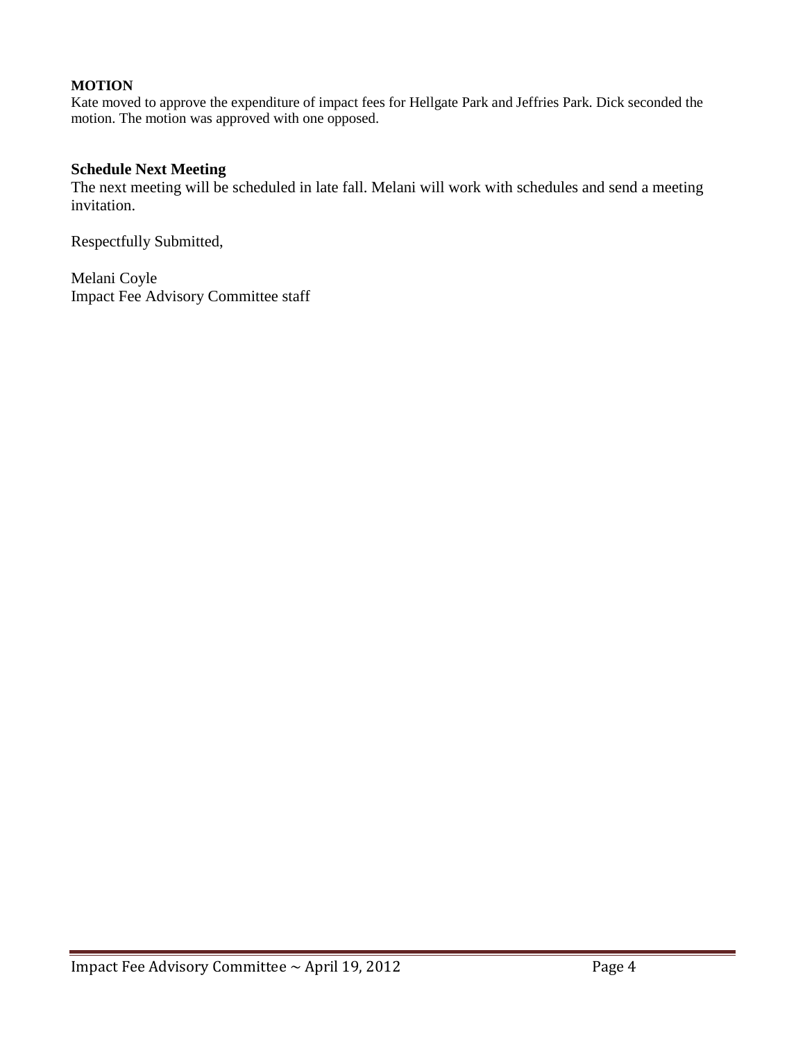**MOTION**

Kate moved to approve the expenditure of impact fees for Hellgate Park and Jeffries Park. Dick seconded the motion. The motion was approved with one opposed.

**Schedule Next Meeting**

The next meeting will be scheduled in late fall. Melani will work with schedules and send a meeting invitation.

Respectfully Submitted,

Melani Coyle
Impact Fee Advisory Committee staff